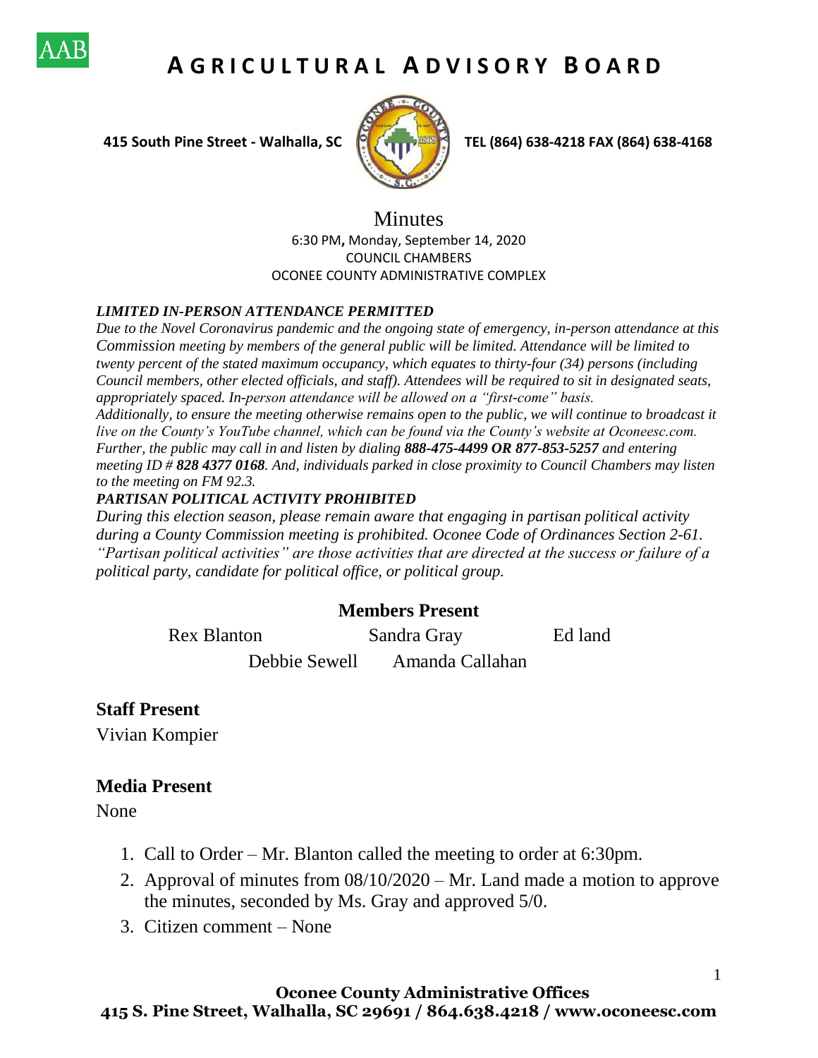# AGRICULTURAL ADVISORY BOARD

**415 South Pine Street - Walhalla, SC** **TEL (864) 638-4218 FAX (864) 638-4168**

## Minutes

6:30 PM**,** Monday, September 14, 2020
COUNCIL CHAMBERS
OCONEE COUNTY ADMINISTRATIVE COMPLEX

***LIMITED IN-PERSON ATTENDANCE PERMITTED***

*Due to the Novel Coronavirus pandemic and the ongoing state of emergency, in-person attendance at this Commission meeting by members of the general public will be limited. Attendance will be limited to twenty percent of the stated maximum occupancy, which equates to thirty-four (34) persons (including Council members, other elected officials, and staff). Attendees will be required to sit in designated seats, appropriately spaced. In-person attendance will be allowed on a "first-come" basis.*

*Additionally, to ensure the meeting otherwise remains open to the public, we will continue to broadcast it live on the County's YouTube channel, which can be found via the County's website at Oconeesc.com. Further, the public may call in and listen by dialing **888-475-4499 OR 877-853-5257** and entering meeting ID # **828 4377 0168**. And, individuals parked in close proximity to Council Chambers may listen to the meeting on FM 92.3.*

***PARTISAN POLITICAL ACTIVITY PROHIBITED***

*During this election season, please remain aware that engaging in partisan political activity during a County Commission meeting is prohibited. Oconee Code of Ordinances Section 2-61. "Partisan political activities" are those activities that are directed at the success or failure of a political party, candidate for political office, or political group.*

### Members Present

Rex Blanton    Sandra Gray    Ed land

Debbie Sewell    Amanda Callahan

### Staff Present

Vivian Kompier

### Media Present

None

1. Call to Order – Mr. Blanton called the meeting to order at 6:30pm.
2. Approval of minutes from 08/10/2020 – Mr. Land made a motion to approve the minutes, seconded by Ms. Gray and approved 5/0.
3. Citizen comment – None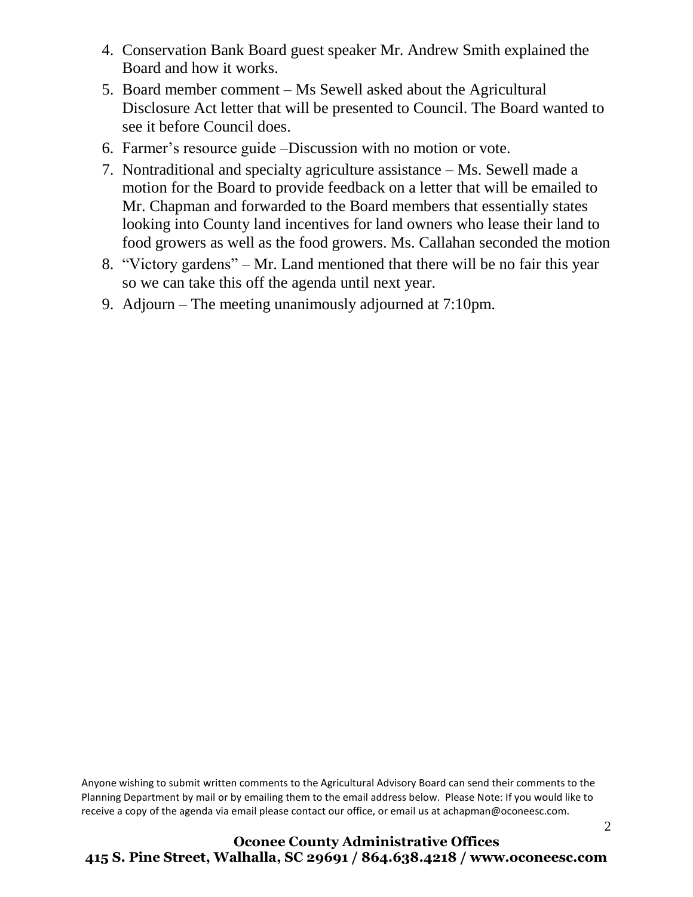4. Conservation Bank Board guest speaker Mr. Andrew Smith explained the Board and how it works.
5. Board member comment – Ms Sewell asked about the Agricultural Disclosure Act letter that will be presented to Council. The Board wanted to see it before Council does.
6. Farmer's resource guide –Discussion with no motion or vote.
7. Nontraditional and specialty agriculture assistance – Ms. Sewell made a motion for the Board to provide feedback on a letter that will be emailed to Mr. Chapman and forwarded to the Board members that essentially states looking into County land incentives for land owners who lease their land to food growers as well as the food growers. Ms. Callahan seconded the motion
8. "Victory gardens" – Mr. Land mentioned that there will be no fair this year so we can take this off the agenda until next year.
9. Adjourn – The meeting unanimously adjourned at 7:10pm.

Anyone wishing to submit written comments to the Agricultural Advisory Board can send their comments to the Planning Department by mail or by emailing them to the email address below. Please Note: If you would like to receive a copy of the agenda via email please contact our office, or email us at achapman@oconeesc.com.

**Oconee County Administrative Offices**
**415 S. Pine Street, Walhalla, SC 29691 / 864.638.4218 / www.oconeesc.com**